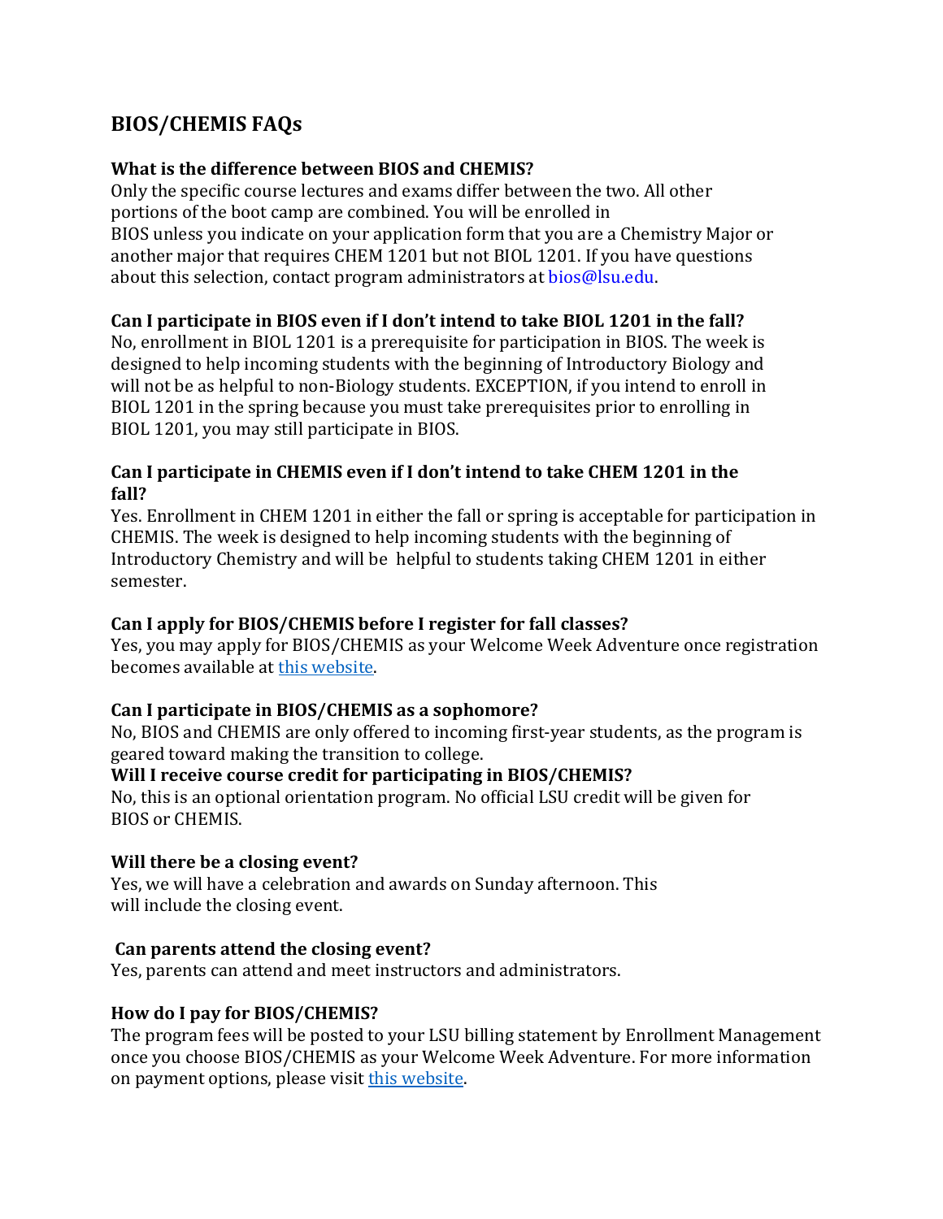# BIOS/CHEMIS FAQs

### What is the difference between BIOS and CHEMIS?

Only the specific course lectures and exams differ between the two. All other portions of the boot camp are combined. You will be enrolled in BIOS unless you indicate on your application form that you are a Chemistry Major or another major that requires CHEM 1201 but not BIOL 1201. If you have questions about this selection, contact program administrators at bios@lsu.edu.

### Can I participate in BIOS even if I don't intend to take BIOL 1201 in the fall?

No, enrollment in BIOL 1201 is a prerequisite for participation in BIOS. The week is designed to help incoming students with the beginning of Introductory Biology and will not be as helpful to non-Biology students. EXCEPTION, if you intend to enroll in BIOL 1201 in the spring because you must take prerequisites prior to enrolling in BIOL 1201, you may still participate in BIOS.

### Can I participate in CHEMIS even if I don't intend to take CHEM 1201 in the fall?

Yes. Enrollment in CHEM 1201 in either the fall or spring is acceptable for participation in CHEMIS. The week is designed to help incoming students with the beginning of Introductory Chemistry and will be helpful to students taking CHEM 1201 in either semester.

### Can I apply for BIOS/CHEMIS before I register for fall classes?

Yes, you may apply for BIOS/CHEMIS as your Welcome Week Adventure once registration becomes available at this website.

### Can I participate in BIOS/CHEMIS as a sophomore?

No, BIOS and CHEMIS are only offered to incoming first-year students, as the program is geared toward making the transition to college.

### Will I receive course credit for participating in BIOS/CHEMIS?

No, this is an optional orientation program. No official LSU credit will be given for BIOS or CHEMIS.

### Will there be a closing event?

Yes, we will have a celebration and awards on Sunday afternoon. This will include the closing event.

### Can parents attend the closing event?

Yes, parents can attend and meet instructors and administrators.

### How do I pay for BIOS/CHEMIS?

The program fees will be posted to your LSU billing statement by Enrollment Management once you choose BIOS/CHEMIS as your Welcome Week Adventure. For more information on payment options, please visit this website.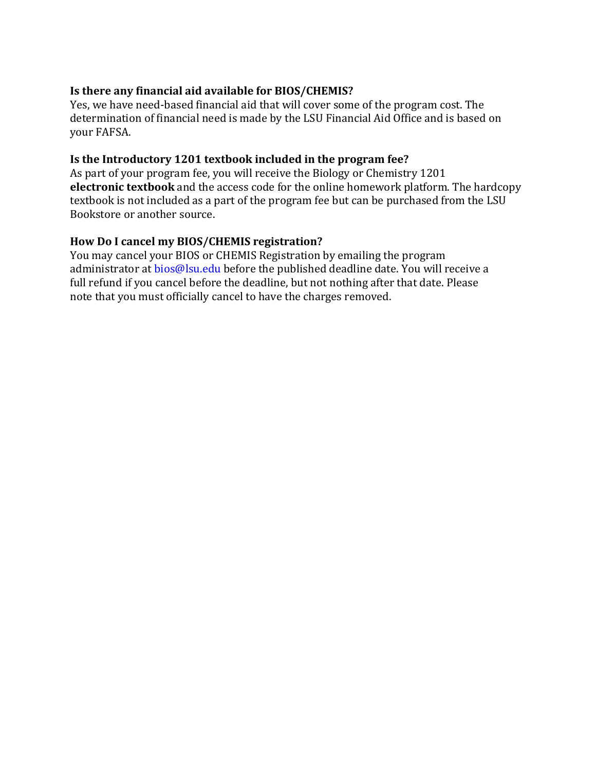**Is there any financial aid available for BIOS/CHEMIS?**
Yes, we have need-based financial aid that will cover some of the program cost. The determination of financial need is made by the LSU Financial Aid Office and is based on your FAFSA.

**Is the Introductory 1201 textbook included in the program fee?**
As part of your program fee, you will receive the Biology or Chemistry 1201 **electronic textbook** and the access code for the online homework platform. The hardcopy textbook is not included as a part of the program fee but can be purchased from the LSU Bookstore or another source.

**How Do I cancel my BIOS/CHEMIS registration?**
You may cancel your BIOS or CHEMIS Registration by emailing the program administrator at bios@lsu.edu before the published deadline date. You will receive a full refund if you cancel before the deadline, but not nothing after that date. Please note that you must officially cancel to have the charges removed.